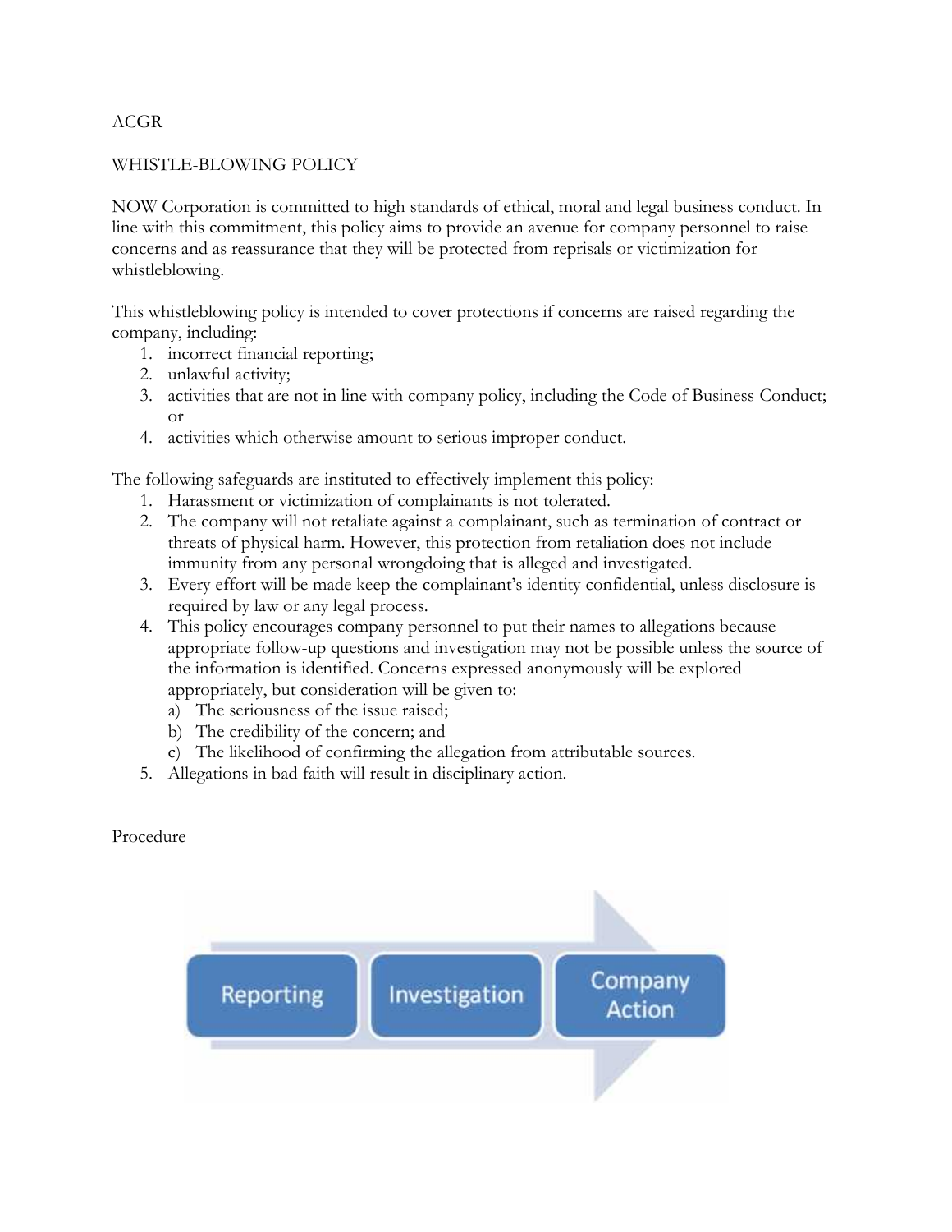ACGR

WHISTLE-BLOWING POLICY

NOW Corporation is committed to high standards of ethical, moral and legal business conduct. In line with this commitment, this policy aims to provide an avenue for company personnel to raise concerns and as reassurance that they will be protected from reprisals or victimization for whistleblowing.

This whistleblowing policy is intended to cover protections if concerns are raised regarding the company, including:

1. incorrect financial reporting;
2. unlawful activity;
3. activities that are not in line with company policy, including the Code of Business Conduct; or
4. activities which otherwise amount to serious improper conduct.

The following safeguards are instituted to effectively implement this policy:

1. Harassment or victimization of complainants is not tolerated.
2. The company will not retaliate against a complainant, such as termination of contract or threats of physical harm. However, this protection from retaliation does not include immunity from any personal wrongdoing that is alleged and investigated.
3. Every effort will be made keep the complainant's identity confidential, unless disclosure is required by law or any legal process.
4. This policy encourages company personnel to put their names to allegations because appropriate follow-up questions and investigation may not be possible unless the source of the information is identified. Concerns expressed anonymously will be explored appropriately, but consideration will be given to:
   a) The seriousness of the issue raised;
   b) The credibility of the concern; and
   c) The likelihood of confirming the allegation from attributable sources.
5. Allegations in bad faith will result in disciplinary action.

<u>Procedure</u>

Reporting → Investigation → Company Action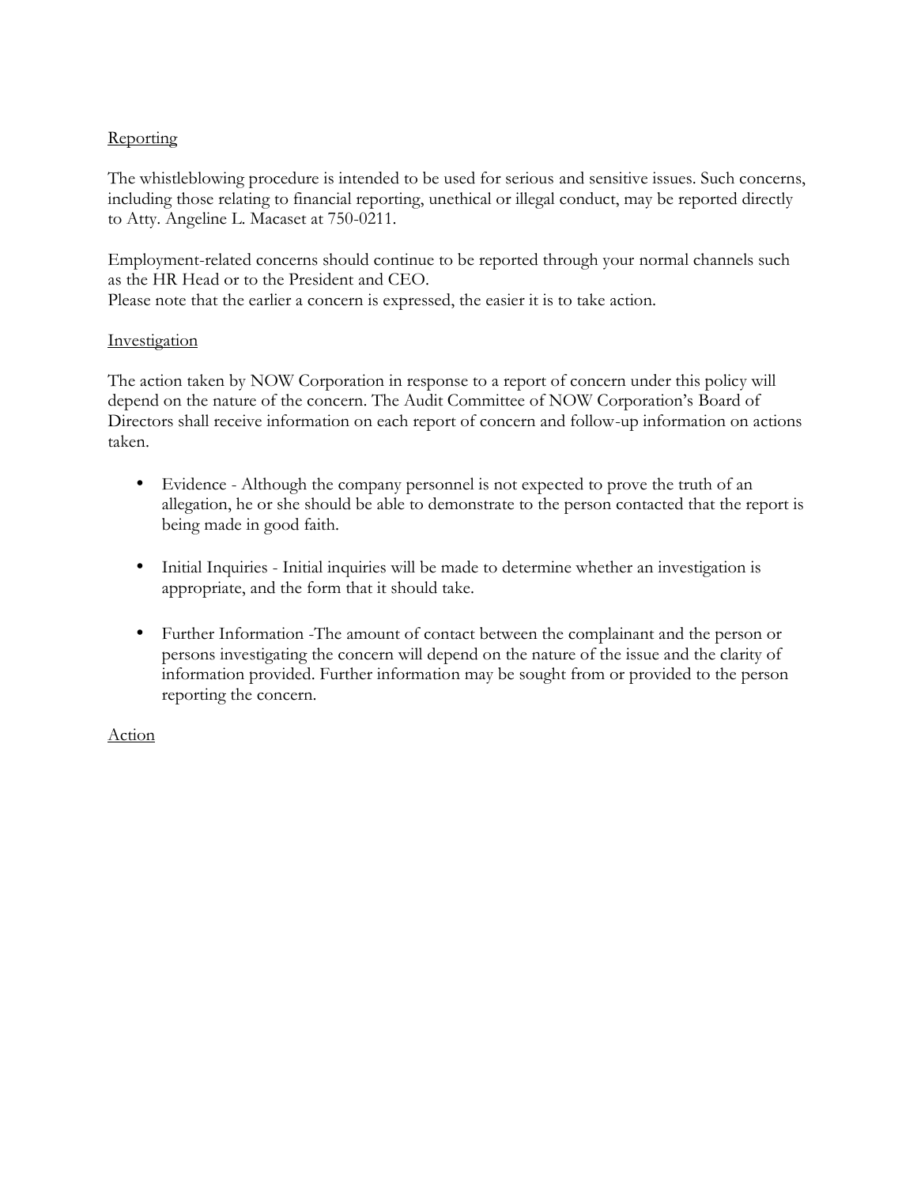Reporting

The whistleblowing procedure is intended to be used for serious and sensitive issues. Such concerns, including those relating to financial reporting, unethical or illegal conduct, may be reported directly to Atty. Angeline L. Macaset at 750-0211.

Employment-related concerns should continue to be reported through your normal channels such as the HR Head or to the President and CEO.
Please note that the earlier a concern is expressed, the easier it is to take action.

Investigation

The action taken by NOW Corporation in response to a report of concern under this policy will depend on the nature of the concern. The Audit Committee of NOW Corporation's Board of Directors shall receive information on each report of concern and follow-up information on actions taken.

- Evidence - Although the company personnel is not expected to prove the truth of an allegation, he or she should be able to demonstrate to the person contacted that the report is being made in good faith.

- Initial Inquiries - Initial inquiries will be made to determine whether an investigation is appropriate, and the form that it should take.

- Further Information -The amount of contact between the complainant and the person or persons investigating the concern will depend on the nature of the issue and the clarity of information provided. Further information may be sought from or provided to the person reporting the concern.

Action